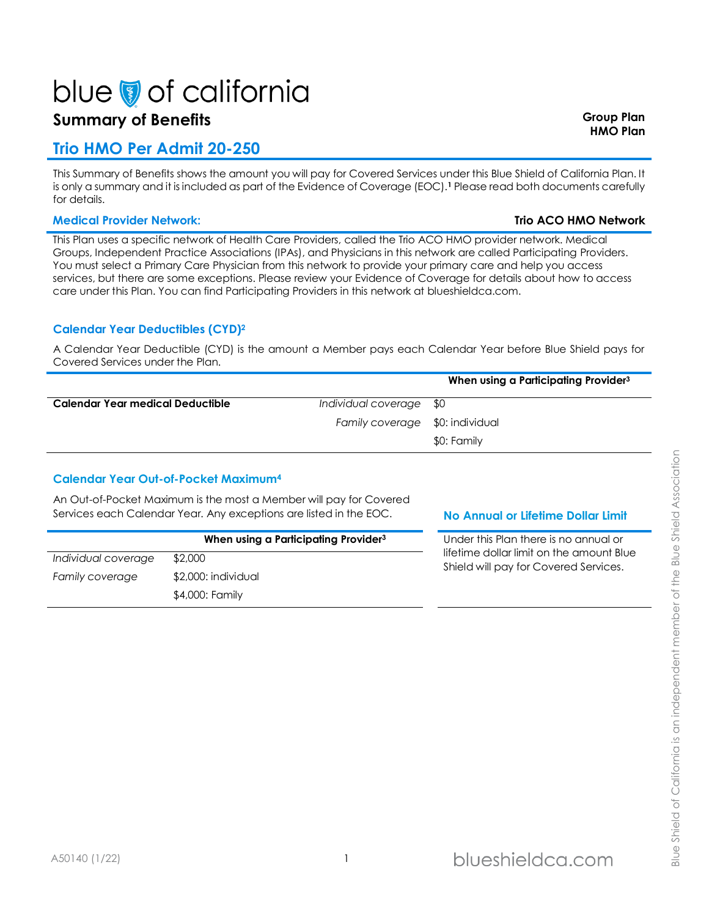blue of california

# Summary of Benefits

**Group Plan**
**HMO Plan**

## Trio HMO Per Admit 20-250

This Summary of Benefits shows the amount you will pay for Covered Services under this Blue Shield of California Plan. It is only a summary and it is included as part of the Evidence of Coverage (EOC).[1] Please read both documents carefully for details.

### Medical Provider Network: **Trio ACO HMO Network**

This Plan uses a specific network of Health Care Providers, called the Trio ACO HMO provider network. Medical Groups, Independent Practice Associations (IPAs), and Physicians in this network are called Participating Providers. You must select a Primary Care Physician from this network to provide your primary care and help you access services, but there are some exceptions. Please review your Evidence of Coverage for details about how to access care under this Plan. You can find Participating Providers in this network at blueshieldca.com.

### Calendar Year Deductibles (CYD)[2]

A Calendar Year Deductible (CYD) is the amount a Member pays each Calendar Year before Blue Shield pays for Covered Services under the Plan.

| | | When using a Participating Provider[3] |
|---|---|---|
| **Calendar Year medical Deductible** | *Individual coverage* | $0 |
| | *Family coverage* | $0: individual<br>$0: Family |

### Calendar Year Out-of-Pocket Maximum[4]

An Out-of-Pocket Maximum is the most a Member will pay for Covered Services each Calendar Year. Any exceptions are listed in the EOC.

| | When using a Participating Provider[3] |
|---|---|
| *Individual coverage* | $2,000 |
| *Family coverage* | $2,000: individual<br>$4,000: Family |

### No Annual or Lifetime Dollar Limit

Under this Plan there is no annual or lifetime dollar limit on the amount Blue Shield will pay for Covered Services.

A50140 (1/22)

Blue Shield of California is an independent member of the Blue Shield Association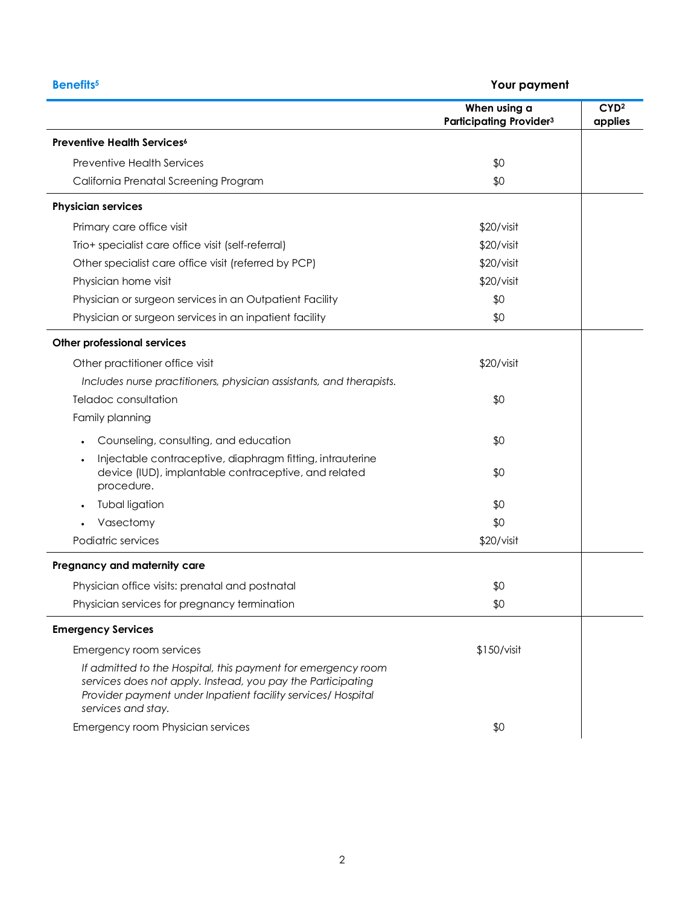| Benefits[5] | Your payment | |
|---|---|---|
| | **When using a Participating Provider[3]** | **CYD[2] applies** |
| **Preventive Health Services[6]** | | |
| Preventive Health Services | $0 | |
| California Prenatal Screening Program | $0 | |
| **Physician services** | | |
| Primary care office visit | $20/visit | |
| Trio+ specialist care office visit (self-referral) | $20/visit | |
| Other specialist care office visit (referred by PCP) | $20/visit | |
| Physician home visit | $20/visit | |
| Physician or surgeon services in an Outpatient Facility | $0 | |
| Physician or surgeon services in an inpatient facility | $0 | |
| **Other professional services** | | |
| Other practitioner office visit | $20/visit | |
| *Includes nurse practitioners, physician assistants, and therapists.* | | |
| Teladoc consultation | $0 | |
| Family planning | | |
| • Counseling, consulting, and education | $0 | |
| • Injectable contraceptive, diaphragm fitting, intrauterine device (IUD), implantable contraceptive, and related procedure. | $0 | |
| • Tubal ligation | $0 | |
| • Vasectomy | $0 | |
| Podiatric services | $20/visit | |
| **Pregnancy and maternity care** | | |
| Physician office visits: prenatal and postnatal | $0 | |
| Physician services for pregnancy termination | $0 | |
| **Emergency Services** | | |
| Emergency room services | $150/visit | |
| *If admitted to the Hospital, this payment for emergency room services does not apply. Instead, you pay the Participating Provider payment under Inpatient facility services/ Hospital services and stay.* | | |
| Emergency room Physician services | $0 | |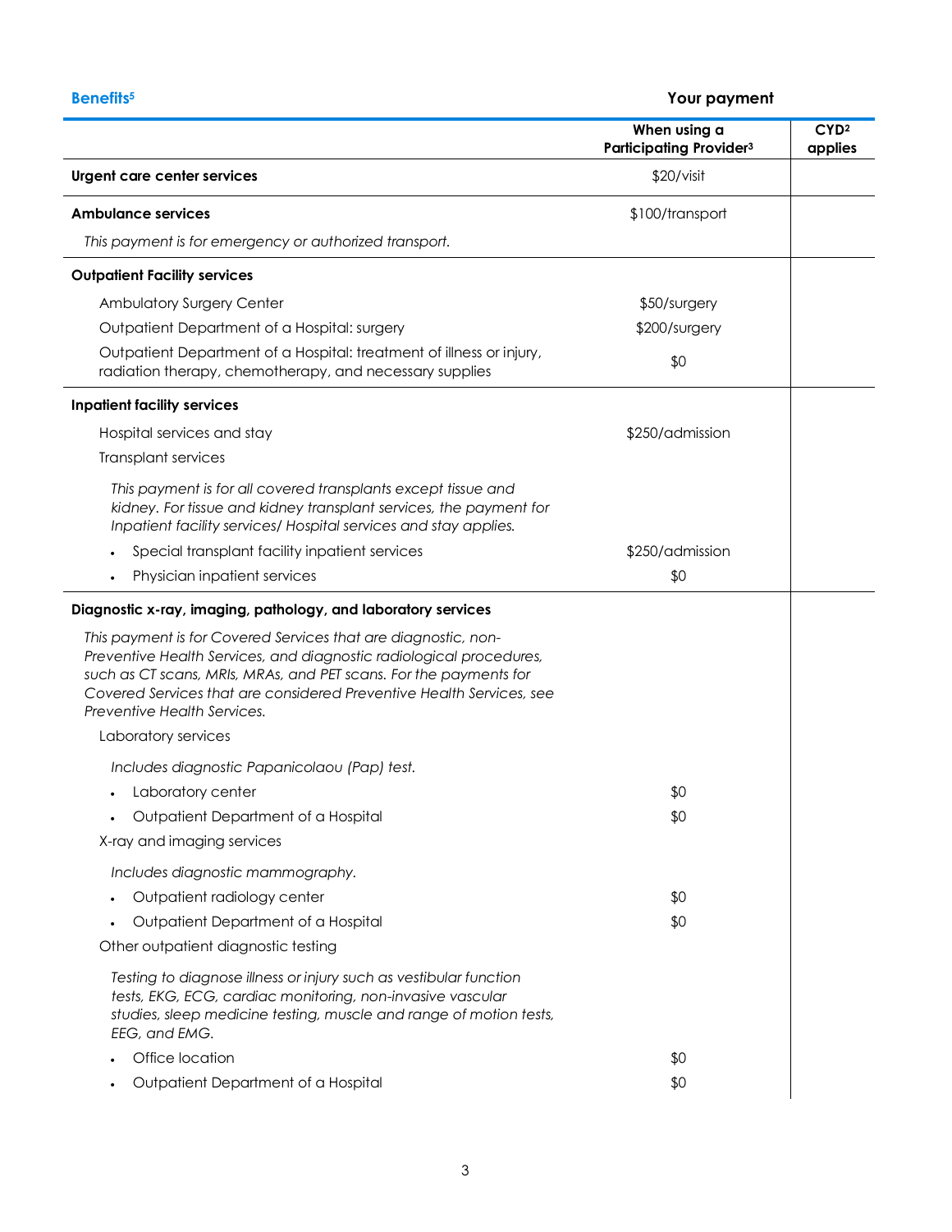| Benefits[5] | Your payment | |
|---|---|---|
| | When using a Participating Provider[3] | CYD[2] applies |
| **Urgent care center services** | $20/visit | |
| **Ambulance services** | $100/transport | |
| *This payment is for emergency or authorized transport.* | | |
| **Outpatient Facility services** | | |
| Ambulatory Surgery Center | $50/surgery | |
| Outpatient Department of a Hospital: surgery | $200/surgery | |
| Outpatient Department of a Hospital: treatment of illness or injury, radiation therapy, chemotherapy, and necessary supplies | $0 | |
| **Inpatient facility services** | | |
| Hospital services and stay | $250/admission | |
| Transplant services | | |
| *This payment is for all covered transplants except tissue and kidney. For tissue and kidney transplant services, the payment for Inpatient facility services/ Hospital services and stay applies.* | | |
| • Special transplant facility inpatient services | $250/admission | |
| • Physician inpatient services | $0 | |
| **Diagnostic x-ray, imaging, pathology, and laboratory services** | | |
| *This payment is for Covered Services that are diagnostic, non-Preventive Health Services, and diagnostic radiological procedures, such as CT scans, MRIs, MRAs, and PET scans. For the payments for Covered Services that are considered Preventive Health Services, see Preventive Health Services.* | | |
| Laboratory services | | |
| *Includes diagnostic Papanicolaou (Pap) test.* | | |
| • Laboratory center | $0 | |
| • Outpatient Department of a Hospital | $0 | |
| X-ray and imaging services | | |
| *Includes diagnostic mammography.* | | |
| • Outpatient radiology center | $0 | |
| • Outpatient Department of a Hospital | $0 | |
| Other outpatient diagnostic testing | | |
| *Testing to diagnose illness or injury such as vestibular function tests, EKG, ECG, cardiac monitoring, non-invasive vascular studies, sleep medicine testing, muscle and range of motion tests, EEG, and EMG.* | | |
| • Office location | $0 | |
| • Outpatient Department of a Hospital | $0 | |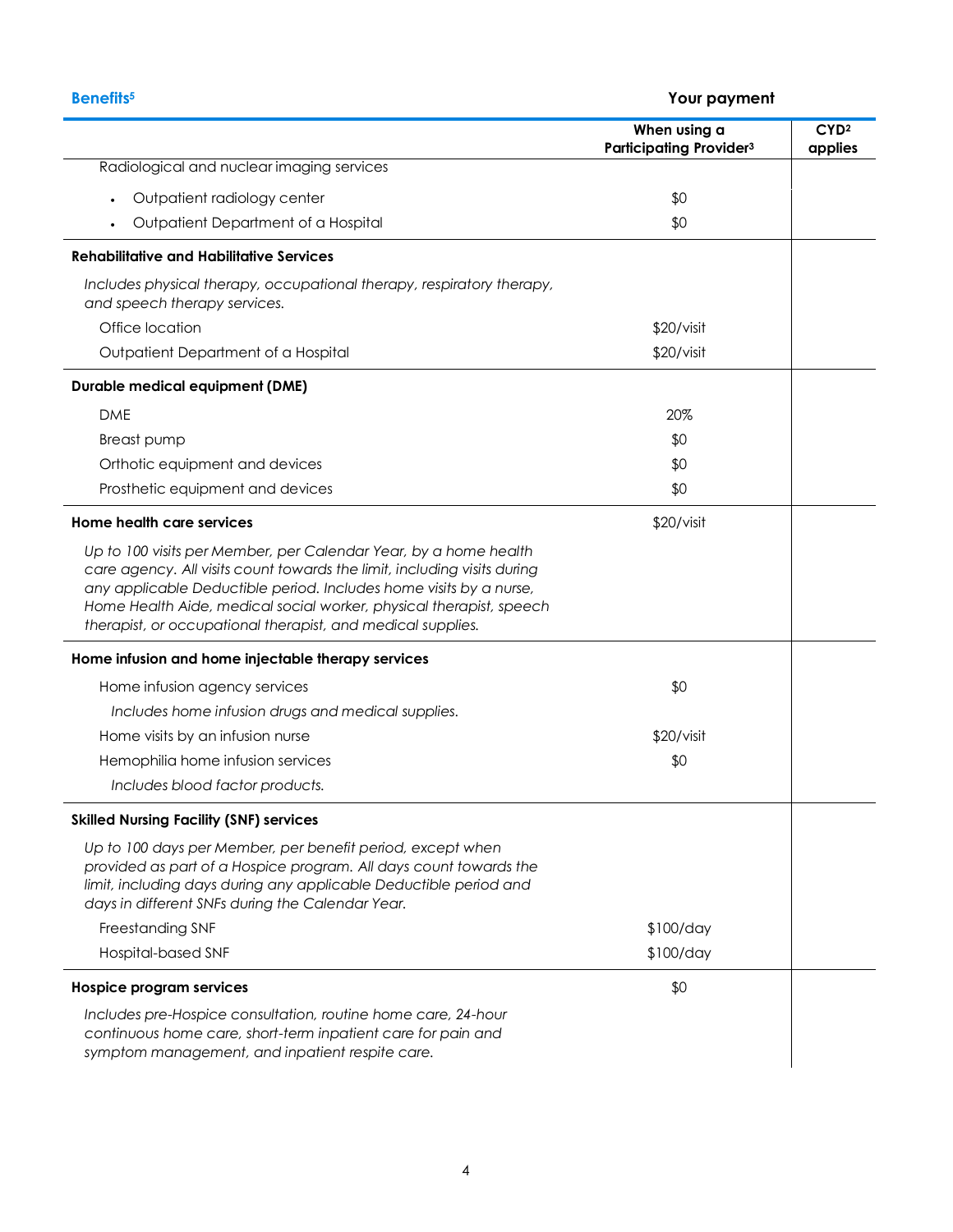| Benefits[5] | Your payment | |
|---|---|---|
| | When using a Participating Provider[3] | CYD[2] applies |
| Radiological and nuclear imaging services | | |
| • Outpatient radiology center | $0 | |
| • Outpatient Department of a Hospital | $0 | |
| **Rehabilitative and Habilitative Services** | | |
| *Includes physical therapy, occupational therapy, respiratory therapy, and speech therapy services.* | | |
| Office location | $20/visit | |
| Outpatient Department of a Hospital | $20/visit | |
| **Durable medical equipment (DME)** | | |
| DME | 20% | |
| Breast pump | $0 | |
| Orthotic equipment and devices | $0 | |
| Prosthetic equipment and devices | $0 | |
| **Home health care services** | $20/visit | |
| *Up to 100 visits per Member, per Calendar Year, by a home health care agency. All visits count towards the limit, including visits during any applicable Deductible period. Includes home visits by a nurse, Home Health Aide, medical social worker, physical therapist, speech therapist, or occupational therapist, and medical supplies.* | | |
| **Home infusion and home injectable therapy services** | | |
| Home infusion agency services | $0 | |
| *Includes home infusion drugs and medical supplies.* | | |
| Home visits by an infusion nurse | $20/visit | |
| Hemophilia home infusion services | $0 | |
| *Includes blood factor products.* | | |
| **Skilled Nursing Facility (SNF) services** | | |
| *Up to 100 days per Member, per benefit period, except when provided as part of a Hospice program. All days count towards the limit, including days during any applicable Deductible period and days in different SNFs during the Calendar Year.* | | |
| Freestanding SNF | $100/day | |
| Hospital-based SNF | $100/day | |
| **Hospice program services** | $0 | |
| *Includes pre-Hospice consultation, routine home care, 24-hour continuous home care, short-term inpatient care for pain and symptom management, and inpatient respite care.* | | |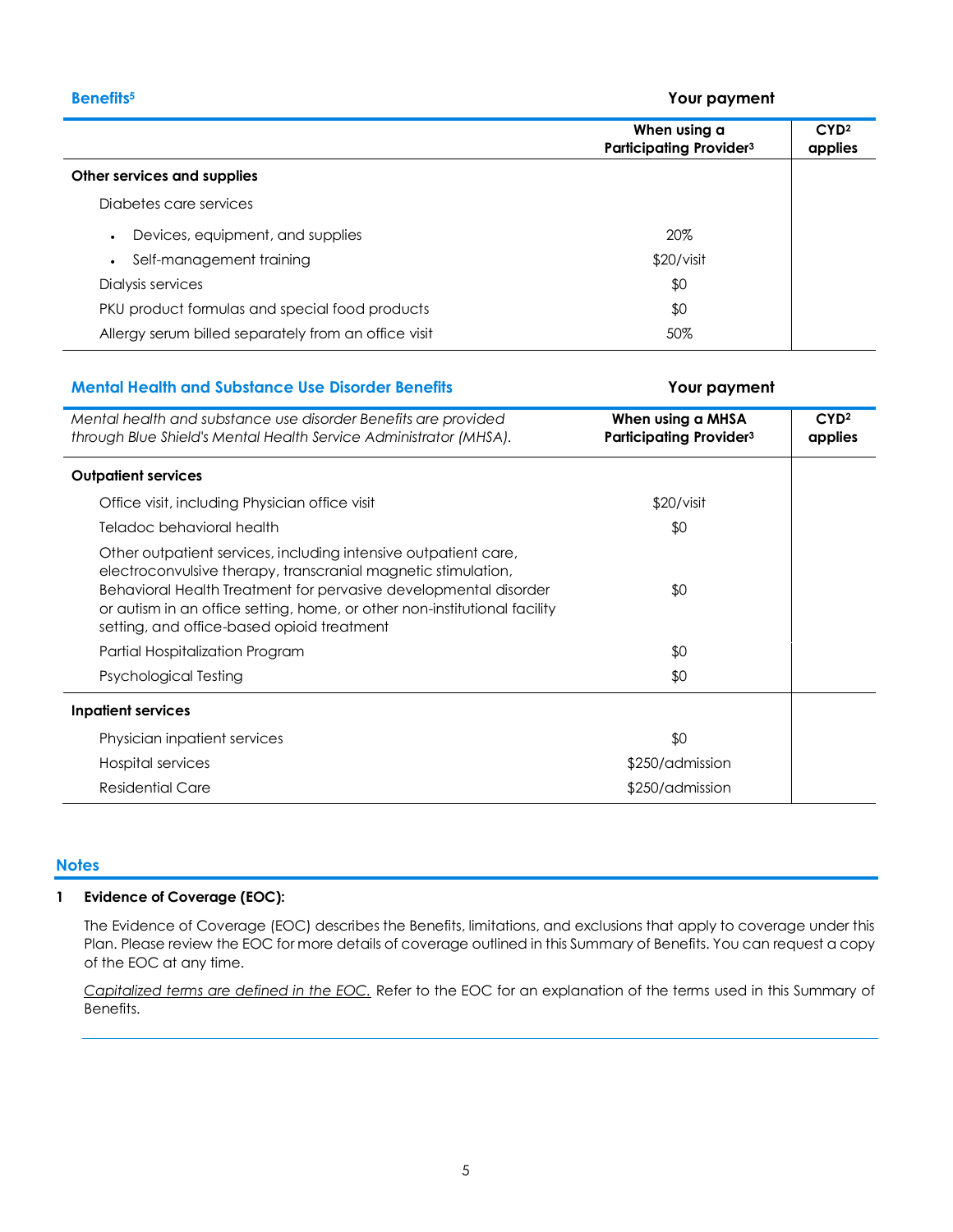| Benefits[5] | Your payment | |
|---|---|---|
| | When using a Participating Provider[3] | CYD[2] applies |
| **Other services and supplies** | | |
| Diabetes care services | | |
| • Devices, equipment, and supplies | 20% | |
| • Self-management training | $20/visit | |
| Dialysis services | $0 | |
| PKU product formulas and special food products | $0 | |
| Allergy serum billed separately from an office visit | 50% | |

| Mental Health and Substance Use Disorder Benefits | Your payment | |
|---|---|---|
| *Mental health and substance use disorder Benefits are provided through Blue Shield's Mental Health Service Administrator (MHSA).* | When using a MHSA Participating Provider[3] | CYD[2] applies |
| **Outpatient services** | | |
| Office visit, including Physician office visit | $20/visit | |
| Teladoc behavioral health | $0 | |
| Other outpatient services, including intensive outpatient care, electroconvulsive therapy, transcranial magnetic stimulation, Behavioral Health Treatment for pervasive developmental disorder or autism in an office setting, home, or other non-institutional facility setting, and office-based opioid treatment | $0 | |
| Partial Hospitalization Program | $0 | |
| Psychological Testing | $0 | |
| **Inpatient services** | | |
| Physician inpatient services | $0 | |
| Hospital services | $250/admission | |
| Residential Care | $250/admission | |

## Notes

**1 Evidence of Coverage (EOC):**

The Evidence of Coverage (EOC) describes the Benefits, limitations, and exclusions that apply to coverage under this Plan. Please review the EOC for more details of coverage outlined in this Summary of Benefits. You can request a copy of the EOC at any time.

*Capitalized terms are defined in the EOC.* Refer to the EOC for an explanation of the terms used in this Summary of Benefits.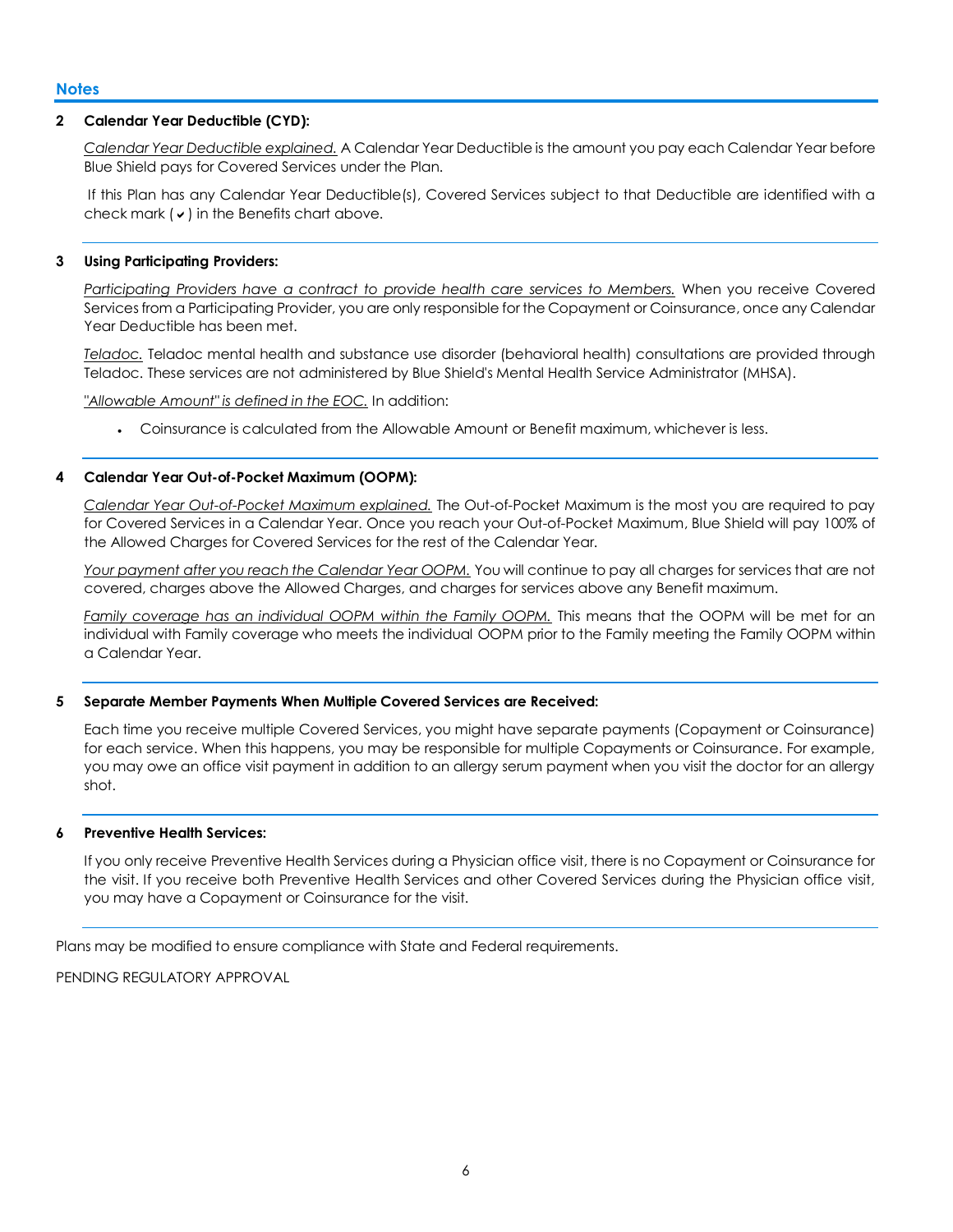## Notes

**2 Calendar Year Deductible (CYD):**

*Calendar Year Deductible explained.* A Calendar Year Deductible is the amount you pay each Calendar Year before Blue Shield pays for Covered Services under the Plan.

If this Plan has any Calendar Year Deductible(s), Covered Services subject to that Deductible are identified with a check mark (✔) in the Benefits chart above.

**3 Using Participating Providers:**

*Participating Providers have a contract to provide health care services to Members.* When you receive Covered Services from a Participating Provider, you are only responsible for the Copayment or Coinsurance, once any Calendar Year Deductible has been met.

*Teladoc.* Teladoc mental health and substance use disorder (behavioral health) consultations are provided through Teladoc. These services are not administered by Blue Shield's Mental Health Service Administrator (MHSA).

*"Allowable Amount" is defined in the EOC.* In addition:

- Coinsurance is calculated from the Allowable Amount or Benefit maximum, whichever is less.

**4 Calendar Year Out-of-Pocket Maximum (OOPM):**

*Calendar Year Out-of-Pocket Maximum explained.* The Out-of-Pocket Maximum is the most you are required to pay for Covered Services in a Calendar Year. Once you reach your Out-of-Pocket Maximum, Blue Shield will pay 100% of the Allowed Charges for Covered Services for the rest of the Calendar Year.

*Your payment after you reach the Calendar Year OOPM.* You will continue to pay all charges for services that are not covered, charges above the Allowed Charges, and charges for services above any Benefit maximum.

*Family coverage has an individual OOPM within the Family OOPM.* This means that the OOPM will be met for an individual with Family coverage who meets the individual OOPM prior to the Family meeting the Family OOPM within a Calendar Year.

**5 Separate Member Payments When Multiple Covered Services are Received:**

Each time you receive multiple Covered Services, you might have separate payments (Copayment or Coinsurance) for each service. When this happens, you may be responsible for multiple Copayments or Coinsurance. For example, you may owe an office visit payment in addition to an allergy serum payment when you visit the doctor for an allergy shot.

**6 Preventive Health Services:**

If you only receive Preventive Health Services during a Physician office visit, there is no Copayment or Coinsurance for the visit. If you receive both Preventive Health Services and other Covered Services during the Physician office visit, you may have a Copayment or Coinsurance for the visit.

Plans may be modified to ensure compliance with State and Federal requirements.

PENDING REGULATORY APPROVAL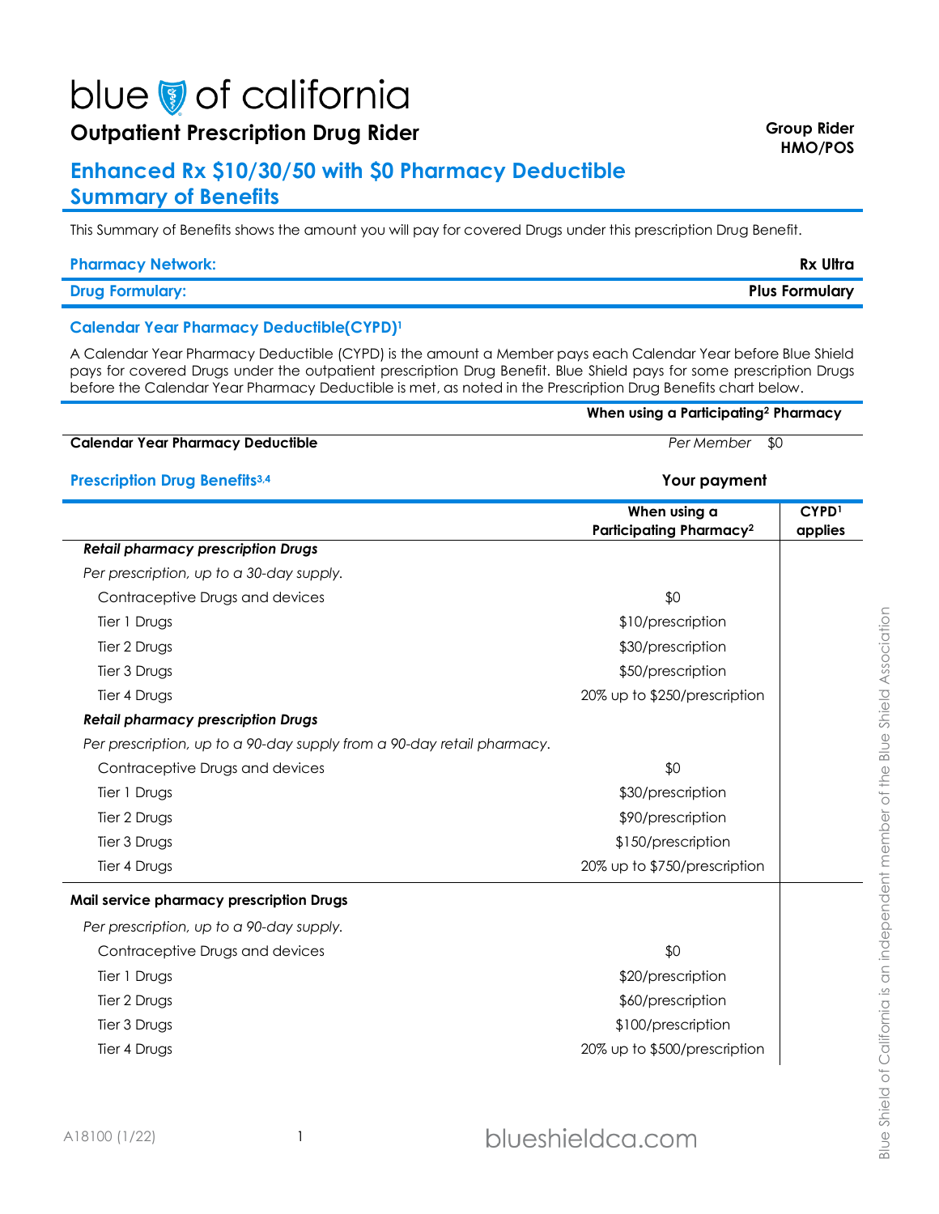# blue of california

## Outpatient Prescription Drug Rider

**Group Rider**
**HMO/POS**

## Enhanced Rx $10/30/50 with $0 Pharmacy Deductible Summary of Benefits

This Summary of Benefits shows the amount you will pay for covered Drugs under this prescription Drug Benefit.

| | |
|---|---|
| **Pharmacy Network:** | **Rx Ultra** |
| **Drug Formulary:** | **Plus Formulary** |

### Calendar Year Pharmacy Deductible(CYPD)[1]

A Calendar Year Pharmacy Deductible (CYPD) is the amount a Member pays each Calendar Year before Blue Shield pays for covered Drugs under the outpatient prescription Drug Benefit. Blue Shield pays for some prescription Drugs before the Calendar Year Pharmacy Deductible is met, as noted in the Prescription Drug Benefits chart below.

| | | When using a Participating[2] Pharmacy |
|---|---|---|
| **Calendar Year Pharmacy Deductible** | *Per Member* | $0 |

### Prescription Drug Benefits[3,4]

| | Your payment | |
|---|---|---|
| | **When using a Participating Pharmacy[2]** | **CYPD[1] applies** |
| ***Retail pharmacy prescription Drugs*** | | |
| *Per prescription, up to a 30-day supply.* | | |
| Contraceptive Drugs and devices | $0 | |
| Tier 1 Drugs | $10/prescription | |
| Tier 2 Drugs | $30/prescription | |
| Tier 3 Drugs | $50/prescription | |
| Tier 4 Drugs | 20% up to $250/prescription | |
| ***Retail pharmacy prescription Drugs*** | | |
| *Per prescription, up to a 90-day supply from a 90-day retail pharmacy.* | | |
| Contraceptive Drugs and devices | $0 | |
| Tier 1 Drugs | $30/prescription | |
| Tier 2 Drugs | $90/prescription | |
| Tier 3 Drugs | $150/prescription | |
| Tier 4 Drugs | 20% up to $750/prescription | |
| **Mail service pharmacy prescription Drugs** | | |
| *Per prescription, up to a 90-day supply.* | | |
| Contraceptive Drugs and devices | $0 | |
| Tier 1 Drugs | $20/prescription | |
| Tier 2 Drugs | $60/prescription | |
| Tier 3 Drugs | $100/prescription | |
| Tier 4 Drugs | 20% up to $500/prescription | |

A18100 (1/22)

blueshieldca.com

Blue Shield of California is an independent member of the Blue Shield Association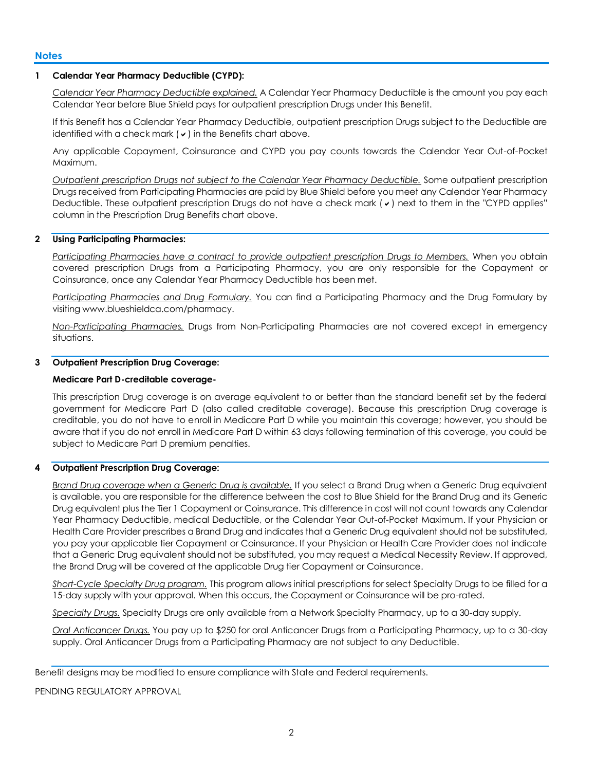## Notes

**1 Calendar Year Pharmacy Deductible (CYPD):**

Calendar Year Pharmacy Deductible explained. A Calendar Year Pharmacy Deductible is the amount you pay each Calendar Year before Blue Shield pays for outpatient prescription Drugs under this Benefit.

If this Benefit has a Calendar Year Pharmacy Deductible, outpatient prescription Drugs subject to the Deductible are identified with a check mark (✔) in the Benefits chart above.

Any applicable Copayment, Coinsurance and CYPD you pay counts towards the Calendar Year Out-of-Pocket Maximum.

Outpatient prescription Drugs not subject to the Calendar Year Pharmacy Deductible. Some outpatient prescription Drugs received from Participating Pharmacies are paid by Blue Shield before you meet any Calendar Year Pharmacy Deductible. These outpatient prescription Drugs do not have a check mark (✔) next to them in the "CYPD applies" column in the Prescription Drug Benefits chart above.

**2 Using Participating Pharmacies:**

Participating Pharmacies have a contract to provide outpatient prescription Drugs to Members. When you obtain covered prescription Drugs from a Participating Pharmacy, you are only responsible for the Copayment or Coinsurance, once any Calendar Year Pharmacy Deductible has been met.

Participating Pharmacies and Drug Formulary. You can find a Participating Pharmacy and the Drug Formulary by visiting www.blueshieldca.com/pharmacy.

Non-Participating Pharmacies. Drugs from Non-Participating Pharmacies are not covered except in emergency situations.

**3 Outpatient Prescription Drug Coverage:**

**Medicare Part D-creditable coverage-**

This prescription Drug coverage is on average equivalent to or better than the standard benefit set by the federal government for Medicare Part D (also called creditable coverage). Because this prescription Drug coverage is creditable, you do not have to enroll in Medicare Part D while you maintain this coverage; however, you should be aware that if you do not enroll in Medicare Part D within 63 days following termination of this coverage, you could be subject to Medicare Part D premium penalties.

**4 Outpatient Prescription Drug Coverage:**

Brand Drug coverage when a Generic Drug is available. If you select a Brand Drug when a Generic Drug equivalent is available, you are responsible for the difference between the cost to Blue Shield for the Brand Drug and its Generic Drug equivalent plus the Tier 1 Copayment or Coinsurance. This difference in cost will not count towards any Calendar Year Pharmacy Deductible, medical Deductible, or the Calendar Year Out-of-Pocket Maximum. If your Physician or Health Care Provider prescribes a Brand Drug and indicates that a Generic Drug equivalent should not be substituted, you pay your applicable tier Copayment or Coinsurance. If your Physician or Health Care Provider does not indicate that a Generic Drug equivalent should not be substituted, you may request a Medical Necessity Review. If approved, the Brand Drug will be covered at the applicable Drug tier Copayment or Coinsurance.

Short-Cycle Specialty Drug program. This program allows initial prescriptions for select Specialty Drugs to be filled for a 15-day supply with your approval. When this occurs, the Copayment or Coinsurance will be pro-rated.

Specialty Drugs. Specialty Drugs are only available from a Network Specialty Pharmacy, up to a 30-day supply.

Oral Anticancer Drugs. You pay up to $250 for oral Anticancer Drugs from a Participating Pharmacy, up to a 30-day supply. Oral Anticancer Drugs from a Participating Pharmacy are not subject to any Deductible.

Benefit designs may be modified to ensure compliance with State and Federal requirements.

PENDING REGULATORY APPROVAL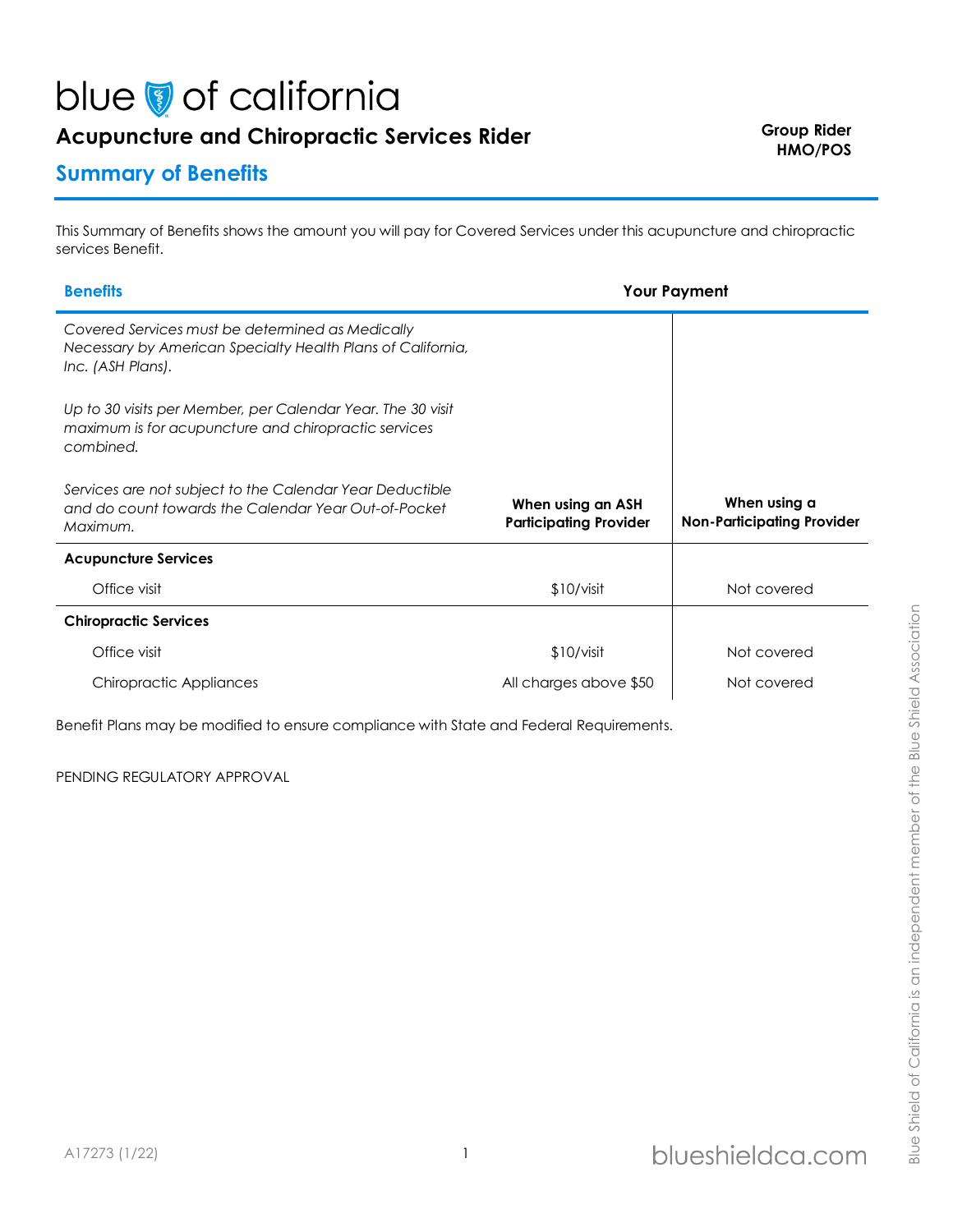# blue of california

## Acupuncture and Chiropractic Services Rider

**Group Rider**
**HMO/POS**

## Summary of Benefits

This Summary of Benefits shows the amount you will pay for Covered Services under this acupuncture and chiropractic services Benefit.

| Benefits | Your Payment | |
|---|---|---|
| *Covered Services must be determined as Medically Necessary by American Specialty Health Plans of California, Inc. (ASH Plans).*<br><br>*Up to 30 visits per Member, per Calendar Year. The 30 visit maximum is for acupuncture and chiropractic services combined.*<br><br>*Services are not subject to the Calendar Year Deductible and do count towards the Calendar Year Out-of-Pocket Maximum.* | **When using an ASH Participating Provider** | **When using a Non-Participating Provider** |
| **Acupuncture Services** | | |
| Office visit | $10/visit | Not covered |
| **Chiropractic Services** | | |
| Office visit | $10/visit | Not covered |
| Chiropractic Appliances | All charges above $50 | Not covered |

Benefit Plans may be modified to ensure compliance with State and Federal Requirements.

PENDING REGULATORY APPROVAL

A17273 (1/22)

blueshieldca.com

Blue Shield of California is an independent member of the Blue Shield Association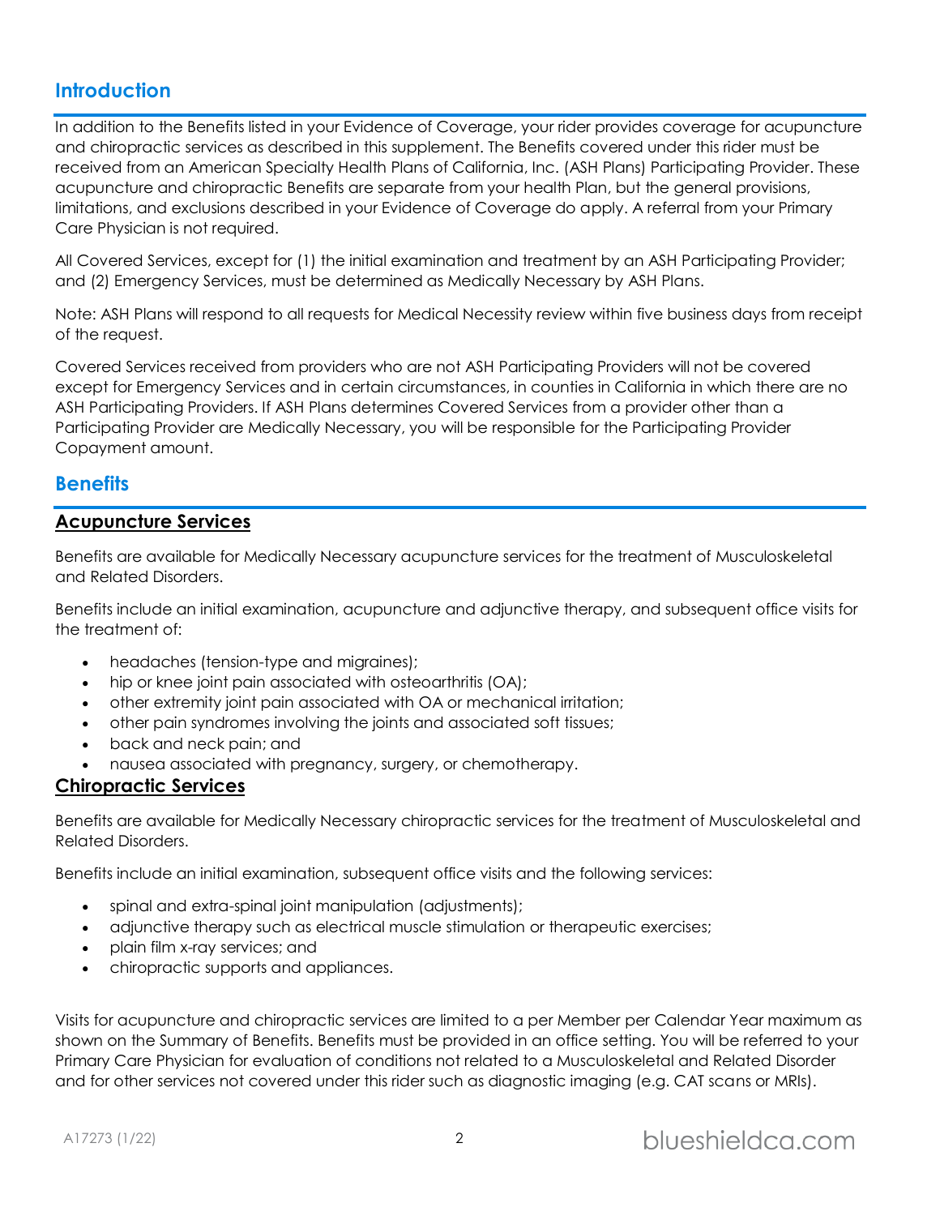## Introduction

In addition to the Benefits listed in your Evidence of Coverage, your rider provides coverage for acupuncture and chiropractic services as described in this supplement. The Benefits covered under this rider must be received from an American Specialty Health Plans of California, Inc. (ASH Plans) Participating Provider. These acupuncture and chiropractic Benefits are separate from your health Plan, but the general provisions, limitations, and exclusions described in your Evidence of Coverage do apply. A referral from your Primary Care Physician is not required.

All Covered Services, except for (1) the initial examination and treatment by an ASH Participating Provider; and (2) Emergency Services, must be determined as Medically Necessary by ASH Plans.

Note: ASH Plans will respond to all requests for Medical Necessity review within five business days from receipt of the request.

Covered Services received from providers who are not ASH Participating Providers will not be covered except for Emergency Services and in certain circumstances, in counties in California in which there are no ASH Participating Providers. If ASH Plans determines Covered Services from a provider other than a Participating Provider are Medically Necessary, you will be responsible for the Participating Provider Copayment amount.

## Benefits

### Acupuncture Services

Benefits are available for Medically Necessary acupuncture services for the treatment of Musculoskeletal and Related Disorders.

Benefits include an initial examination, acupuncture and adjunctive therapy, and subsequent office visits for the treatment of:

- headaches (tension-type and migraines);
- hip or knee joint pain associated with osteoarthritis (OA);
- other extremity joint pain associated with OA or mechanical irritation;
- other pain syndromes involving the joints and associated soft tissues;
- back and neck pain; and
- nausea associated with pregnancy, surgery, or chemotherapy.

### Chiropractic Services

Benefits are available for Medically Necessary chiropractic services for the treatment of Musculoskeletal and Related Disorders.

Benefits include an initial examination, subsequent office visits and the following services:

- spinal and extra-spinal joint manipulation (adjustments);
- adjunctive therapy such as electrical muscle stimulation or therapeutic exercises;
- plain film x-ray services; and
- chiropractic supports and appliances.

Visits for acupuncture and chiropractic services are limited to a per Member per Calendar Year maximum as shown on the Summary of Benefits. Benefits must be provided in an office setting. You will be referred to your Primary Care Physician for evaluation of conditions not related to a Musculoskeletal and Related Disorder and for other services not covered under this rider such as diagnostic imaging (e.g. CAT scans or MRIs).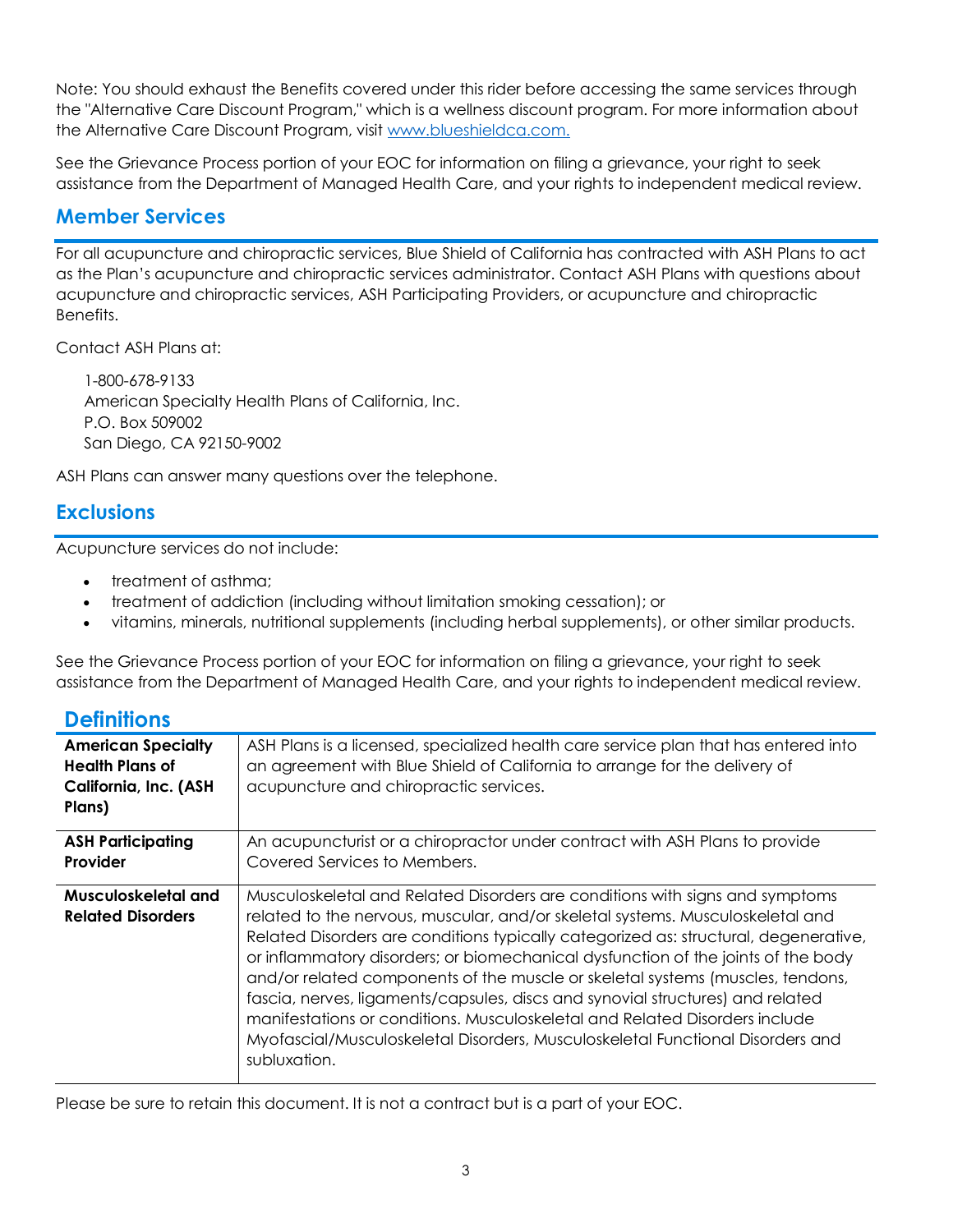Note: You should exhaust the Benefits covered under this rider before accessing the same services through the "Alternative Care Discount Program," which is a wellness discount program. For more information about the Alternative Care Discount Program, visit [www.blueshieldca.com.](www.blueshieldca.com)

See the Grievance Process portion of your EOC for information on filing a grievance, your right to seek assistance from the Department of Managed Health Care, and your rights to independent medical review.

## Member Services

For all acupuncture and chiropractic services, Blue Shield of California has contracted with ASH Plans to act as the Plan's acupuncture and chiropractic services administrator. Contact ASH Plans with questions about acupuncture and chiropractic services, ASH Participating Providers, or acupuncture and chiropractic Benefits.

Contact ASH Plans at:

> 1-800-678-9133
> American Specialty Health Plans of California, Inc.
> P.O. Box 509002
> San Diego, CA 92150-9002

ASH Plans can answer many questions over the telephone.

## Exclusions

Acupuncture services do not include:

- treatment of asthma;
- treatment of addiction (including without limitation smoking cessation); or
- vitamins, minerals, nutritional supplements (including herbal supplements), or other similar products.

See the Grievance Process portion of your EOC for information on filing a grievance, your right to seek assistance from the Department of Managed Health Care, and your rights to independent medical review.

## Definitions

| | |
|---|---|
| **American Specialty Health Plans of California, Inc. (ASH Plans)** | ASH Plans is a licensed, specialized health care service plan that has entered into an agreement with Blue Shield of California to arrange for the delivery of acupuncture and chiropractic services. |
| **ASH Participating Provider** | An acupuncturist or a chiropractor under contract with ASH Plans to provide Covered Services to Members. |
| **Musculoskeletal and Related Disorders** | Musculoskeletal and Related Disorders are conditions with signs and symptoms related to the nervous, muscular, and/or skeletal systems. Musculoskeletal and Related Disorders are conditions typically categorized as: structural, degenerative, or inflammatory disorders; or biomechanical dysfunction of the joints of the body and/or related components of the muscle or skeletal systems (muscles, tendons, fascia, nerves, ligaments/capsules, discs and synovial structures) and related manifestations or conditions. Musculoskeletal and Related Disorders include Myofascial/Musculoskeletal Disorders, Musculoskeletal Functional Disorders and subluxation. |

Please be sure to retain this document. It is not a contract but is a part of your EOC.